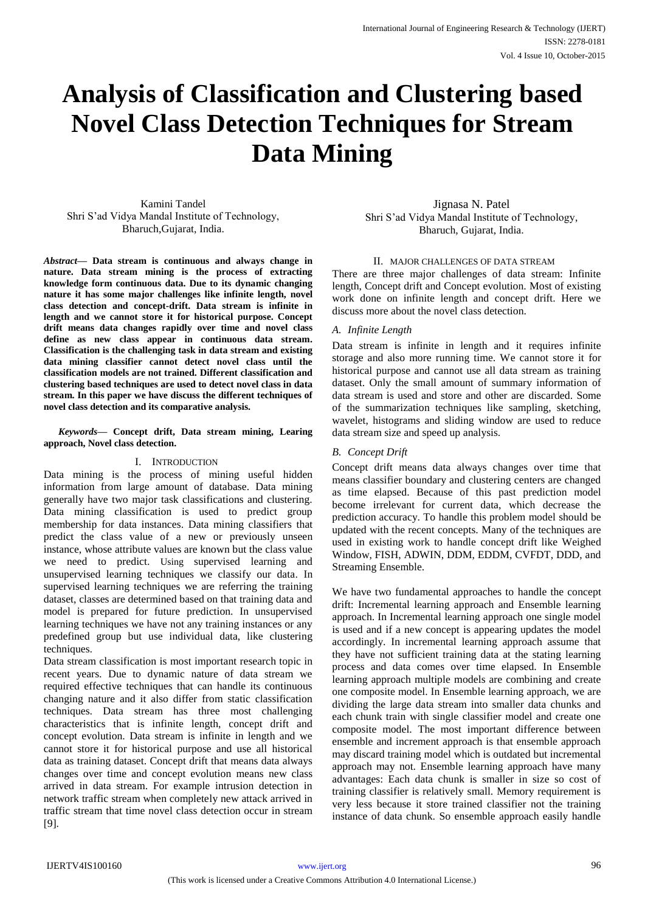# Analysis of Classification and Clustering based Novel Class Detection Techniques for Stream Data Mining

Kamini Tandel
Shri S'ad Vidya Mandal Institute of Technology,
Bharuch,Gujarat, India.

Jignasa N. Patel
Shri S'ad Vidya Mandal Institute of Technology,
Bharuch, Gujarat, India.

***Abstract*— Data stream is continuous and always change in nature. Data stream mining is the process of extracting knowledge form continuous data. Due to its dynamic changing nature it has some major challenges like infinite length, novel class detection and concept-drift. Data stream is infinite in length and we cannot store it for historical purpose. Concept drift means data changes rapidly over time and novel class define as new class appear in continuous data stream. Classification is the challenging task in data stream and existing data mining classifier cannot detect novel class until the classification models are not trained. Different classification and clustering based techniques are used to detect novel class in data stream. In this paper we have discuss the different techniques of novel class detection and its comparative analysis.**

***Keywords*— Concept drift, Data stream mining, Learing approach, Novel class detection.**

## I. INTRODUCTION

Data mining is the process of mining useful hidden information from large amount of database. Data mining generally have two major task classifications and clustering. Data mining classification is used to predict group membership for data instances. Data mining classifiers that predict the class value of a new or previously unseen instance, whose attribute values are known but the class value we need to predict. Using supervised learning and unsupervised learning techniques we classify our data. In supervised learning techniques we are referring the training dataset, classes are determined based on that training data and model is prepared for future prediction. In unsupervised learning techniques we have not any training instances or any predefined group but use individual data, like clustering techniques.

Data stream classification is most important research topic in recent years. Due to dynamic nature of data stream we required effective techniques that can handle its continuous changing nature and it also differ from static classification techniques. Data stream has three most challenging characteristics that is infinite length, concept drift and concept evolution. Data stream is infinite in length and we cannot store it for historical purpose and use all historical data as training dataset. Concept drift that means data always changes over time and concept evolution means new class arrived in data stream. For example intrusion detection in network traffic stream when completely new attack arrived in traffic stream that time novel class detection occur in stream [9].

## II. MAJOR CHALLENGES OF DATA STREAM

There are three major challenges of data stream: Infinite length, Concept drift and Concept evolution. Most of existing work done on infinite length and concept drift. Here we discuss more about the novel class detection.

### *A. Infinite Length*

Data stream is infinite in length and it requires infinite storage and also more running time. We cannot store it for historical purpose and cannot use all data stream as training dataset. Only the small amount of summary information of data stream is used and store and other are discarded. Some of the summarization techniques like sampling, sketching, wavelet, histograms and sliding window are used to reduce data stream size and speed up analysis.

### *B. Concept Drift*

Concept drift means data always changes over time that means classifier boundary and clustering centers are changed as time elapsed. Because of this past prediction model become irrelevant for current data, which decrease the prediction accuracy. To handle this problem model should be updated with the recent concepts. Many of the techniques are used in existing work to handle concept drift like Weighed Window, FISH, ADWIN, DDM, EDDM, CVFDT, DDD, and Streaming Ensemble.

We have two fundamental approaches to handle the concept drift: Incremental learning approach and Ensemble learning approach. In Incremental learning approach one single model is used and if a new concept is appearing updates the model accordingly. In incremental learning approach assume that they have not sufficient training data at the stating learning process and data comes over time elapsed. In Ensemble learning approach multiple models are combining and create one composite model. In Ensemble learning approach, we are dividing the large data stream into smaller data chunks and each chunk train with single classifier model and create one composite model. The most important difference between ensemble and increment approach is that ensemble approach may discard training model which is outdated but incremental approach may not. Ensemble learning approach have many advantages: Each data chunk is smaller in size so cost of training classifier is relatively small. Memory requirement is very less because it store trained classifier not the training instance of data chunk. So ensemble approach easily handle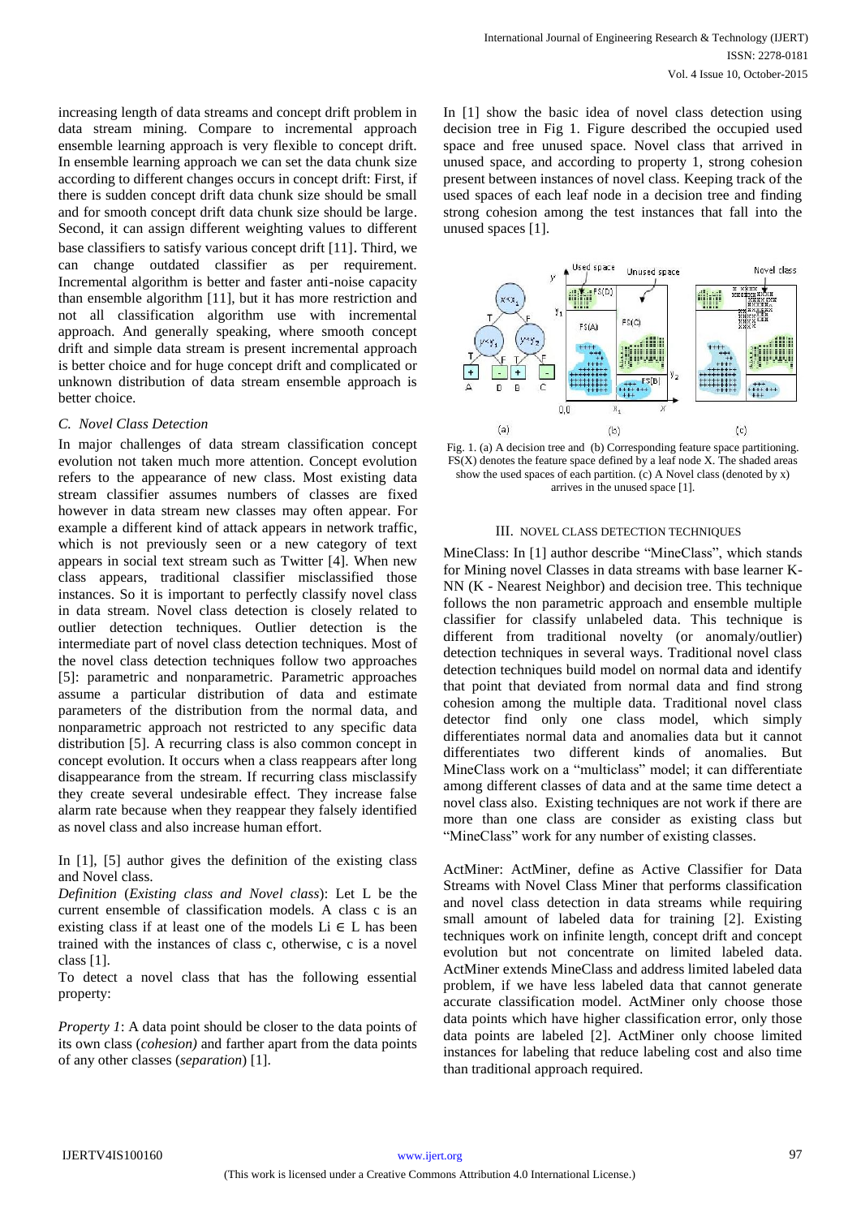increasing length of data streams and concept drift problem in data stream mining. Compare to incremental approach ensemble learning approach is very flexible to concept drift. In ensemble learning approach we can set the data chunk size according to different changes occurs in concept drift: First, if there is sudden concept drift data chunk size should be small and for smooth concept drift data chunk size should be large. Second, it can assign different weighting values to different base classifiers to satisfy various concept drift [11]. Third, we can change outdated classifier as per requirement. Incremental algorithm is better and faster anti-noise capacity than ensemble algorithm [11], but it has more restriction and not all classification algorithm use with incremental approach. And generally speaking, where smooth concept drift and simple data stream is present incremental approach is better choice and for huge concept drift and complicated or unknown distribution of data stream ensemble approach is better choice.

### C. Novel Class Detection

In major challenges of data stream classification concept evolution not taken much more attention. Concept evolution refers to the appearance of new class. Most existing data stream classifier assumes numbers of classes are fixed however in data stream new classes may often appear. For example a different kind of attack appears in network traffic, which is not previously seen or a new category of text appears in social text stream such as Twitter [4]. When new class appear, traditional classifier misclassified those instances. So it is important to perfectly classify novel class in data stream. Novel class detection is closely related to outlier detection techniques. Outlier detection is the intermediate part of novel class detection techniques. Most of the novel class detection techniques follow two approaches [5]: parametric and nonparametric. Parametric approaches assume a particular distribution of data and estimate parameters of the distribution from the normal data, and nonparametric approach not restricted to any specific data distribution [5]. A recurring class is also common concept in concept evolution. It occurs when a class reappears after long disappearance from the stream. If recurring class misclassify they create several undesirable effect. They increase false alarm rate because when they reappear they falsely identified as novel class and also increase human effort.

In [1], [5] author gives the definition of the existing class and Novel class.

*Definition* (*Existing class and Novel class*): Let L be the current ensemble of classification models. A class c is an existing class if at least one of the models $L_i \in L$ has been trained with the instances of class c, otherwise, c is a novel class [1].

To detect a novel class that has the following essential property:

*Property 1*: A data point should be closer to the data points of its own class (*cohesion)* and farther apart from the data points of any other classes (*separation*) [1].

In [1] show the basic idea of novel class detection using decision tree in Fig 1. Figure described the occupied used space and free unused space. Novel class that arrived in unused space, and according to property 1, strong cohesion present between instances of novel class. Keeping track of the used spaces of each leaf node in a decision tree and finding strong cohesion among the test instances that fall into the unused spaces [1].

Fig. 1. (a) A decision tree and (b) Corresponding feature space partitioning. FS(X) denotes the feature space defined by a leaf node X. The shaded areas show the used spaces of each partition. (c) A Novel class (denoted by x) arrives in the unused space [1].

## III. NOVEL CLASS DETECTION TECHNIQUES

MineClass: In [1] author describe "MineClass", which stands for Mining novel Classes in data streams with base learner K-NN (K - Nearest Neighbor) and decision tree. This technique follows the non parametric approach and ensemble multiple classifier for classify unlabeled data. This technique is different from traditional novelty (or anomaly/outlier) detection techniques in several ways. Traditional novel class detection techniques build model on normal data and identify that point that deviated from normal data and find strong cohesion among the multiple data. Traditional novel class detector find only one class model, which simply differentiates normal data and anomalies data but it cannot differentiates two different kinds of anomalies. But MineClass work on a "multiclass" model; it can differentiate among different classes of data and at the same time detect a novel class also. Existing techniques are not work if there are more than one class are consider as existing class but "MineClass" work for any number of existing classes.

ActMiner: ActMiner, define as Active Classifier for Data Streams with Novel Class Miner that performs classification and novel class detection in data streams while requiring small amount of labeled data for training [2]. Existing techniques work on infinite length, concept drift and concept evolution but not concentrate on limited labeled data. ActMiner extends MineClass and address limited labeled data problem, if we have less labeled data that cannot generate accurate classification model. ActMiner only choose those data points which have higher classification error, only those data points are labeled [2]. ActMiner only choose limited instances for labeling that reduce labeling cost and also time than traditional approach required.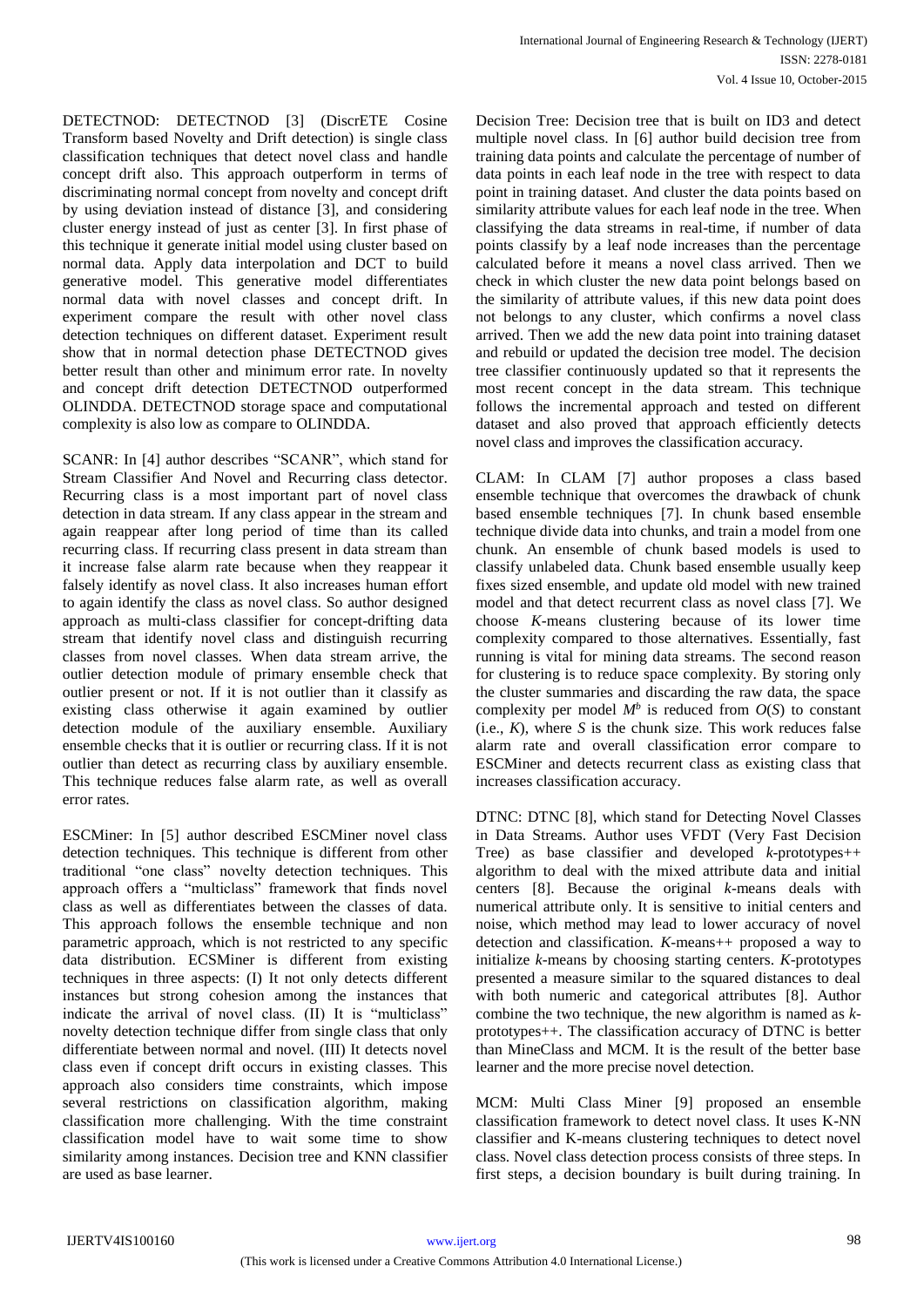DETECTNOD: DETECTNOD [3] (DiscrETE Cosine Transform based Novelty and Drift detection) is single class classification techniques that detect novel class and handle concept drift also. This approach outperform in terms of discriminating normal concept from novelty and concept drift by using deviation instead of distance [3], and considering cluster energy instead of just as center [3]. In first phase of this technique it generate initial model using cluster based on normal data. Apply data interpolation and DCT to build generative model. This generative model differentiates normal data with novel classes and concept drift. In experiment compare the result with other novel class detection techniques on different dataset. Experiment result show that in normal detection phase DETECTNOD gives better result than other and minimum error rate. In novelty and concept drift detection DETECTNOD outperformed OLINDDA. DETECTNOD storage space and computational complexity is also low as compare to OLINDDA.

SCANR: In [4] author describes "SCANR", which stand for Stream Classifier And Novel and Recurring class detector. Recurring class is a most important part of novel class detection in data stream. If any class appear in the stream and again reappear after long period of time than its called recurring class. If recurring class present in data stream than it increase false alarm rate because when they reappear it falsely identify as novel class. It also increases human effort to again identify the class as novel class. So author designed approach as multi-class classifier for concept-drifting data stream that identify novel class and distinguish recurring classes from novel classes. When data stream arrive, the outlier detection module of primary ensemble check that outlier present or not. If it is not outlier than it classify as existing class otherwise it again examined by outlier detection module of the auxiliary ensemble. Auxiliary ensemble checks that it is outlier or recurring class. If it is not outlier than detect as recurring class by auxiliary ensemble. This technique reduces false alarm rate, as well as overall error rates.

ESCMiner: In [5] author described ESCMiner novel class detection techniques. This technique is different from other traditional "one class" novelty detection techniques. This approach offers a "multiclass" framework that finds novel class as well as differentiates between the classes of data. This approach follows the ensemble technique and non parametric approach, which is not restricted to any specific data distribution. ECSMiner is different from existing techniques in three aspects: (I) It not only detects different instances but strong cohesion among the instances that indicate the arrival of novel class. (II) It is "multiclass" novelty detection technique differ from single class that only differentiate between normal and novel. (III) It detects novel class even if concept drift occurs in existing classes. This approach also considers time constraints, which impose several restrictions on classification algorithm, making classification more challenging. With the time constraint classification model have to wait some time to show similarity among instances. Decision tree and KNN classifier are used as base learner.

Decision Tree: Decision tree that is built on ID3 and detect multiple novel class. In [6] author build decision tree from training data points and calculate the percentage of number of data points in each leaf node in the tree with respect to data point in training dataset. And cluster the data points based on similarity attribute values for each leaf node in the tree. When classifying the data streams in real-time, if number of data points classify by a leaf node increases than the percentage calculated before it means a novel class arrived. Then we check in which cluster the new data point belongs based on the similarity of attribute values, if this new data point does not belongs to any cluster, which confirms a novel class arrived. Then we add the new data point into training dataset and rebuild or updated the decision tree model. The decision tree classifier continuously updated so that it represents the most recent concept in the data stream. This technique follows the incremental approach and tested on different dataset and also proved that approach efficiently detects novel class and improves the classification accuracy.

CLAM: In CLAM [7] author proposes a class based ensemble technique that overcomes the drawback of chunk based ensemble techniques [7]. In chunk based ensemble technique divide data into chunks, and train a model from one chunk. An ensemble of chunk based models is used to classify unlabeled data. Chunk based ensemble usually keep fixes sized ensemble, and update old model with new trained model and that detect recurrent class as novel class [7]. We choose *K*-means clustering because of its lower time complexity compared to those alternatives. Essentially, fast running is vital for mining data streams. The second reason for clustering is to reduce space complexity. By storing only the cluster summaries and discarding the raw data, the space complexity per model $M^b$ is reduced from $O(S)$ to constant (i.e., $K$), where $S$ is the chunk size. This work reduces false alarm rate and overall classification error compare to ESCMiner and detects recurrent class as existing class that increases classification accuracy.

DTNC: DTNC [8], which stand for Detecting Novel Classes in Data Streams. Author uses VFDT (Very Fast Decision Tree) as base classifier and developed *k*-prototypes++ algorithm to deal with the mixed attribute data and initial centers [8]. Because the original *k*-means deals with numerical attribute only. It is sensitive to initial centers and noise, which method may lead to lower accuracy of novel detection and classification. *K*-means++ proposed a way to initialize *k*-means by choosing starting centers. *K*-prototypes presented a measure similar to the squared distances to deal with both numeric and categorical attributes [8]. Author combine the two technique, the new algorithm is named as *k*-prototypes++. The classification accuracy of DTNC is better than MineClass and MCM. It is the result of the better base learner and the more precise novel detection.

MCM: Multi Class Miner [9] proposed an ensemble classification framework to detect novel class. It uses K-NN classifier and K-means clustering techniques to detect novel class. Novel class detection process consists of three steps. In first steps, a decision boundary is built during training. In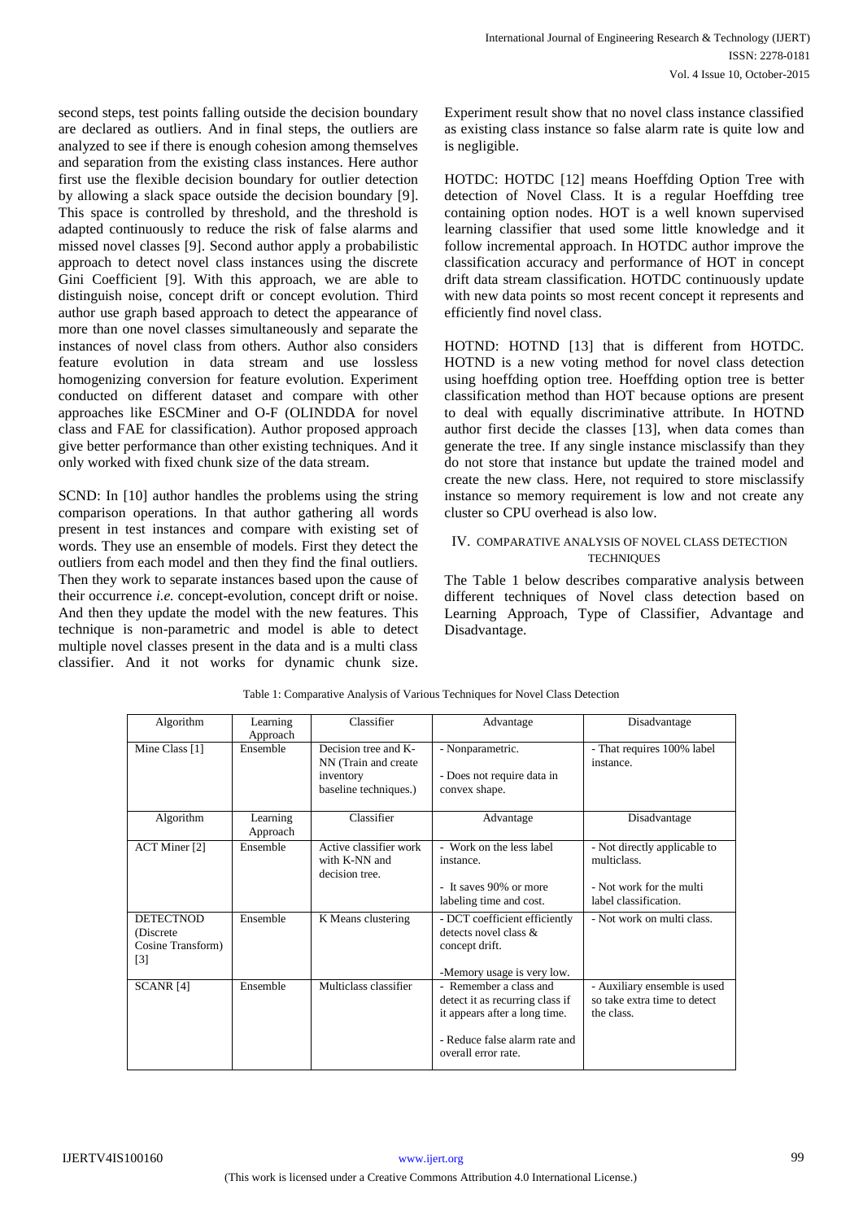second steps, test points falling outside the decision boundary are declared as outliers. And in final steps, the outliers are analyzed to see if there is enough cohesion among themselves and separation from the existing class instances. Here author first use the flexible decision boundary for outlier detection by allowing a slack space outside the decision boundary [9]. This space is controlled by threshold, and the threshold is adapted continuously to reduce the risk of false alarms and missed novel classes [9]. Second author apply a probabilistic approach to detect novel class instances using the discrete Gini Coefficient [9]. With this approach, we are able to distinguish noise, concept drift or concept evolution. Third author use graph based approach to detect the appearance of more than one novel classes simultaneously and separate the instances of novel class from others. Author also considers feature evolution in data stream and use lossless homogenizing conversion for feature evolution. Experiment conducted on different dataset and compare with other approaches like ESCMiner and O-F (OLINDDA for novel class and FAE for classification). Author proposed approach give better performance than other existing techniques. And it only worked with fixed chunk size of the data stream.

SCND: In [10] author handles the problems using the string comparison operations. In that author gathering all words present in test instances and compare with existing set of words. They use an ensemble of models. First they detect the outliers from each model and then they find the final outliers. Then they work to separate instances based upon the cause of their occurrence *i.e.* concept-evolution, concept drift or noise. And then they update the model with the new features. This technique is non-parametric and model is able to detect multiple novel classes present in the data and is a multi class classifier. And it not works for dynamic chunk size. Experiment result show that no novel class instance classified as existing class instance so false alarm rate is quite low and is negligible.

HOTDC: HOTDC [12] means Hoeffding Option Tree with detection of Novel Class. It is a regular Hoeffding tree containing option nodes. HOT is a well known supervised learning classifier that used some little knowledge and it follow incremental approach. In HOTDC author improve the classification accuracy and performance of HOT in concept drift data stream classification. HOTDC continuously update with new data points so most recent concept it represents and efficiently find novel class.

HOTND: HOTND [13] that is different from HOTDC. HOTND is a new voting method for novel class detection using hoeffding option tree. Hoeffding option tree is better classification method than HOT because options are present to deal with equally discriminative attribute. In HOTND author first decide the classes [13], when data comes than generate the tree. If any single instance misclassify than they do not store that instance but update the trained model and create the new class. Here, not required to store misclassify instance so memory requirement is low and not create any cluster so CPU overhead is also low.

## IV. COMPARATIVE ANALYSIS OF NOVEL CLASS DETECTION TECHNIQUES

The Table 1 below describes comparative analysis between different techniques of Novel class detection based on Learning Approach, Type of Classifier, Advantage and Disadvantage.

Table 1: Comparative Analysis of Various Techniques for Novel Class Detection

| Algorithm | Learning Approach | Classifier | Advantage | Disadvantage |
|---|---|---|---|---|
| Mine Class [1] | Ensemble | Decision tree and K-NN (Train and create inventory baseline techniques.) | - Nonparametric.<br>- Does not require data in convex shape. | - That requires 100% label instance. |
| Algorithm | Learning Approach | Classifier | Advantage | Disadvantage |
| ACT Miner [2] | Ensemble | Active classifier work with K-NN and decision tree. | - Work on the less label instance.<br>- It saves 90% or more labeling time and cost. | - Not directly applicable to multiclass.<br>- Not work for the multi label classification. |
| DETECTNOD (Discrete Cosine Transform) [3] | Ensemble | K Means clustering | - DCT coefficient efficiently detects novel class & concept drift.<br>-Memory usage is very low. | - Not work on multi class. |
| SCANR [4] | Ensemble | Multiclass classifier | - Remember a class and detect it as recurring class if it appears after a long time.<br>- Reduce false alarm rate and overall error rate. | - Auxiliary ensemble is used so take extra time to detect the class. |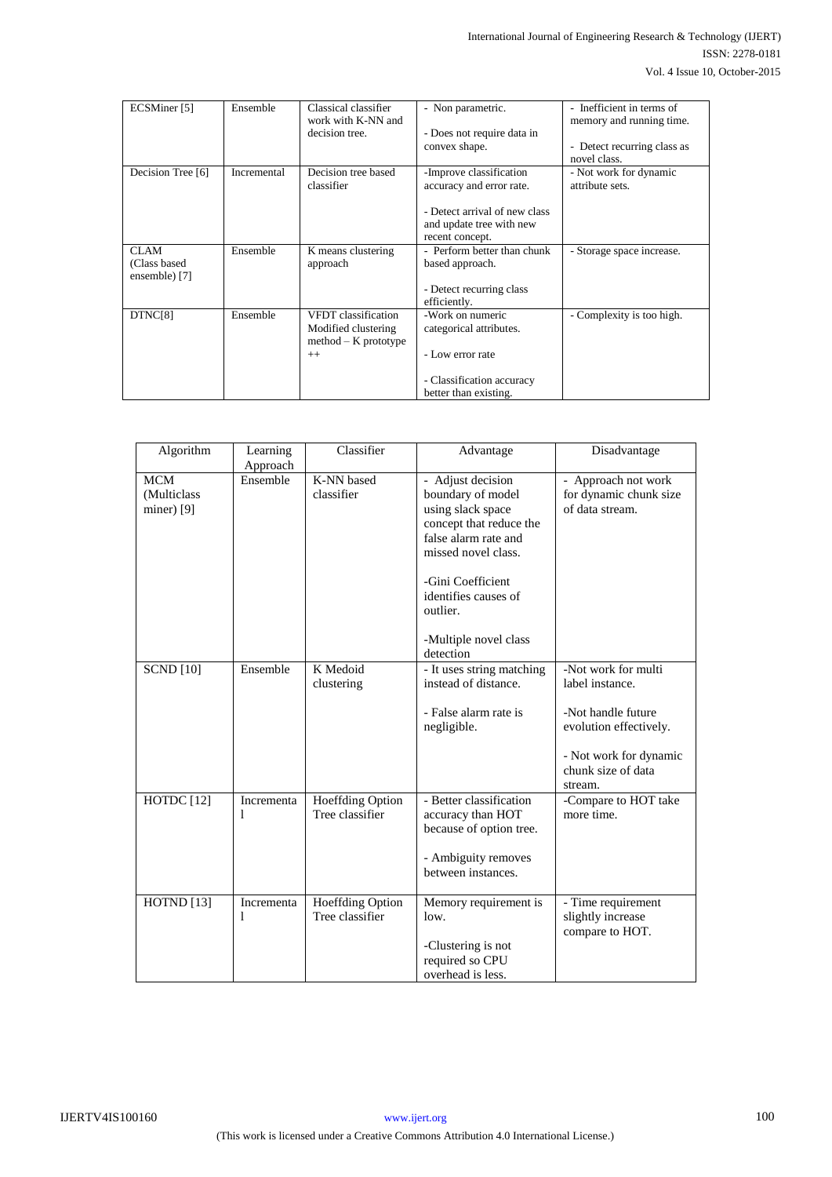| ECSMiner [5] | Ensemble | Classical classifier work with K-NN and decision tree. | - Non parametric.<br><br>- Does not require data in convex shape. | - Inefficient in terms of memory and running time.<br><br>- Detect recurring class as novel class. |
|---|---|---|---|---|
| Decision Tree [6] | Incremental | Decision tree based classifier | -Improve classification accuracy and error rate.<br><br>- Detect arrival of new class and update tree with new recent concept. | - Not work for dynamic attribute sets. |
| CLAM (Class based ensemble) [7] | Ensemble | K means clustering approach | - Perform better than chunk based approach.<br><br>- Detect recurring class efficiently. | - Storage space increase. |
| DTNC[8] | Ensemble | VFDT classification Modified clustering method – K prototype ++ | -Work on numeric categorical attributes.<br><br>- Low error rate<br><br>- Classification accuracy better than existing. | - Complexity is too high. |

| Algorithm | Learning Approach | Classifier | Advantage | Disadvantage |
|---|---|---|---|---|
| MCM (Multiclass miner) [9] | Ensemble | K-NN based classifier | - Adjust decision boundary of model using slack space concept that reduce the false alarm rate and missed novel class.<br><br>-Gini Coefficient identifies causes of outlier.<br><br>-Multiple novel class detection | - Approach not work for dynamic chunk size of data stream. |
| SCND [10] | Ensemble | K Medoid clustering | - It uses string matching instead of distance.<br><br>- False alarm rate is negligible. | -Not work for multi label instance.<br><br>-Not handle future evolution effectively.<br><br>- Not work for dynamic chunk size of data stream. |
| HOTDC [12] | Incremental | Hoeffding Option Tree classifier | - Better classification accuracy than HOT because of option tree.<br><br>- Ambiguity removes between instances. | -Compare to HOT take more time. |
| HOTND [13] | Incremental | Hoeffding Option Tree classifier | Memory requirement is low.<br><br>-Clustering is not required so CPU overhead is less. | - Time requirement slightly increase compare to HOT. |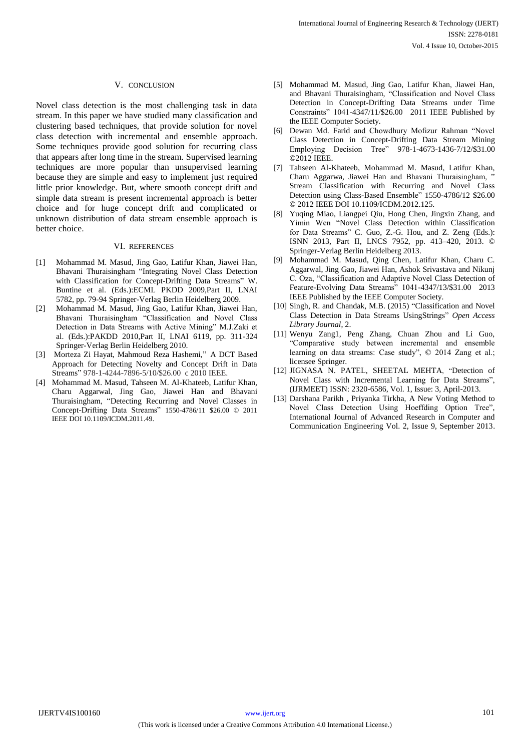## V. CONCLUSION

Novel class detection is the most challenging task in data stream. In this paper we have studied many classification and clustering based techniques, that provide solution for novel class detection with incremental and ensemble approach. Some techniques provide good solution for recurring class that appears after long time in the stream. Supervised learning techniques are more popular than unsupervised learning because they are simple and easy to implement just required little prior knowledge. But, where smooth concept drift and simple data stream is present incremental approach is better choice and for huge concept drift and complicated or unknown distribution of data stream ensemble approach is better choice.

## VI. REFERENCES

[1] Mohammad M. Masud, Jing Gao, Latifur Khan, Jiawei Han, Bhavani Thuraisingham "Integrating Novel Class Detection with Classification for Concept-Drifting Data Streams" W. Buntine et al. (Eds.):ECML PKDD 2009,Part II, LNAI 5782, pp. 79-94 Springer-Verlag Berlin Heidelberg 2009.

[2] Mohammad M. Masud, Jing Gao, Latifur Khan, Jiawei Han, Bhavani Thuraisingham "Classification and Novel Class Detection in Data Streams with Active Mining" M.J.Zaki et al. (Eds.):PAKDD 2010,Part II, LNAI 6119, pp. 311-324 Springer-Verlag Berlin Heidelberg 2010.

[3] Morteza Zi Hayat, Mahmoud Reza Hashemi," A DCT Based Approach for Detecting Novelty and Concept Drift in Data Streams" 978-1-4244-7896-5/10/$26.00 c 2010 IEEE.

[4] Mohammad M. Masud, Tahseen M. Al-Khateeb, Latifur Khan, Charu Aggarwal, Jing Gao, Jiawei Han and Bhavani Thuraisingham, "Detecting Recurring and Novel Classes in Concept-Drifting Data Streams" 1550-4786/11 $26.00 © 2011 IEEE DOI 10.1109/ICDM.2011.49.

[5] Mohammad M. Masud, Jing Gao, Latifur Khan, Jiawei Han, and Bhavani Thuraisingham, "Classification and Novel Class Detection in Concept-Drifting Data Streams under Time Constraints" 1041-4347/11/$26.00 2011 IEEE Published by the IEEE Computer Society.

[6] Dewan Md. Farid and Chowdhury Mofizur Rahman "Novel Class Detection in Concept-Drifting Data Stream Mining Employing Decision Tree" 978-1-4673-1436-7/12/$31.00 ©2012 IEEE.

[7] Tahseen Al-Khateeb, Mohammad M. Masud, Latifur Khan, Charu Aggarwa, Jiawei Han and Bhavani Thuraisingham, " Stream Classification with Recurring and Novel Class Detection using Class-Based Ensemble" 1550-4786/12 $26.00 © 2012 IEEE DOI 10.1109/ICDM.2012.125.

[8] Yuqing Miao, Liangpei Qiu, Hong Chen, Jingxin Zhang, and Yimin Wen "Novel Class Detection within Classification for Data Streams" C. Guo, Z.-G. Hou, and Z. Zeng (Eds.): ISNN 2013, Part II, LNCS 7952, pp. 413–420, 2013. © Springer-Verlag Berlin Heidelberg 2013.

[9] Mohammad M. Masud, Qing Chen, Latifur Khan, Charu C. Aggarwal, Jing Gao, Jiawei Han, Ashok Srivastava and Nikunj C. Oza, "Classification and Adaptive Novel Class Detection of Feature-Evolving Data Streams" 1041-4347/13/$31.00 2013 IEEE Published by the IEEE Computer Society.

[10] Singh, R. and Chandak, M.B. (2015) "Classification and Novel Class Detection in Data Streams UsingStrings" *Open Access Library Journal*, 2.

[11] Wenyu Zang1, Peng Zhang, Chuan Zhou and Li Guo, "Comparative study between incremental and ensemble learning on data streams: Case study", © 2014 Zang et al.; licensee Springer.

[12] JIGNASA N. PATEL, SHEETAL MEHTA, "Detection of Novel Class with Incremental Learning for Data Streams", (IJRMEET) ISSN: 2320-6586, Vol. 1, Issue: 3, April-2013.

[13] Darshana Parikh , Priyanka Tirkha, A New Voting Method to Novel Class Detection Using Hoeffding Option Tree", International Journal of Advanced Research in Computer and Communication Engineering Vol. 2, Issue 9, September 2013.